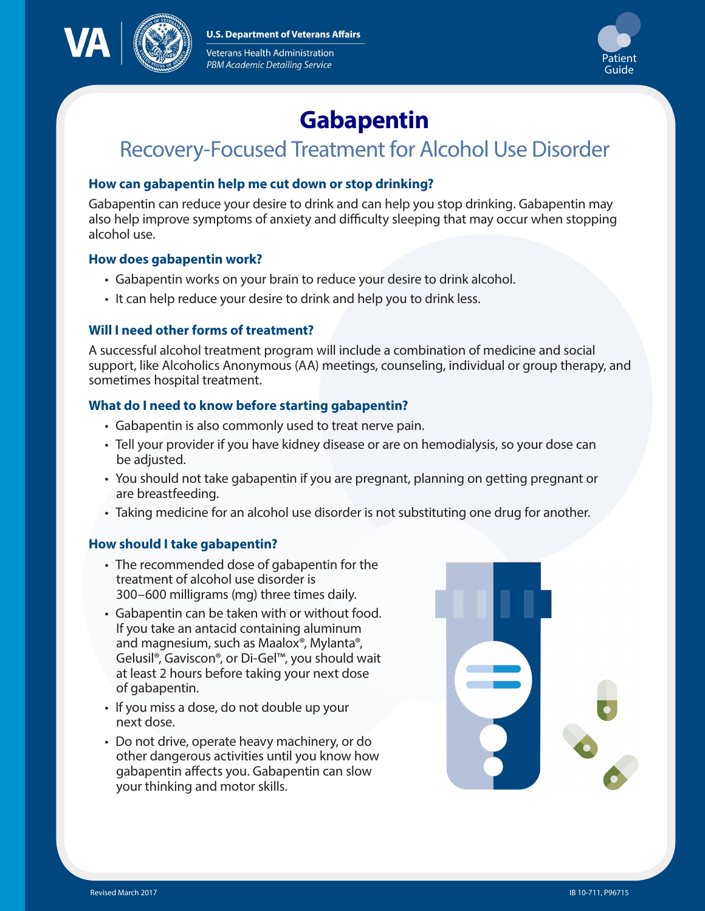U.S. Department of Veterans Affairs

Veterans Health Administration
*PBM Academic Detailing Service*

Patient Guide

# Gabapentin

## Recovery-Focused Treatment for Alcohol Use Disorder

### How can gabapentin help me cut down or stop drinking?

Gabapentin can reduce your desire to drink and can help you stop drinking. Gabapentin may also help improve symptoms of anxiety and difficulty sleeping that may occur when stopping alcohol use.

### How does gabapentin work?

- Gabapentin works on your brain to reduce your desire to drink alcohol.
- It can help reduce your desire to drink and help you to drink less.

### Will I need other forms of treatment?

A successful alcohol treatment program will include a combination of medicine and social support, like Alcoholics Anonymous (AA) meetings, counseling, individual or group therapy, and sometimes hospital treatment.

### What do I need to know before starting gabapentin?

- Gabapentin is also commonly used to treat nerve pain.
- Tell your provider if you have kidney disease or are on hemodialysis, so your dose can be adjusted.
- You should not take gabapentin if you are pregnant, planning on getting pregnant or are breastfeeding.
- Taking medicine for an alcohol use disorder is not substituting one drug for another.

### How should I take gabapentin?

- The recommended dose of gabapentin for the treatment of alcohol use disorder is 300–600 milligrams (mg) three times daily.
- Gabapentin can be taken with or without food. If you take an antacid containing aluminum and magnesium, such as Maalox®, Mylanta®, Gelusil®, Gaviscon®, or Di-Gel™, you should wait at least 2 hours before taking your next dose of gabapentin.
- If you miss a dose, do not double up your next dose.
- Do not drive, operate heavy machinery, or do other dangerous activities until you know how gabapentin affects you. Gabapentin can slow your thinking and motor skills.

Revised March 2017

IB 10-711, P96715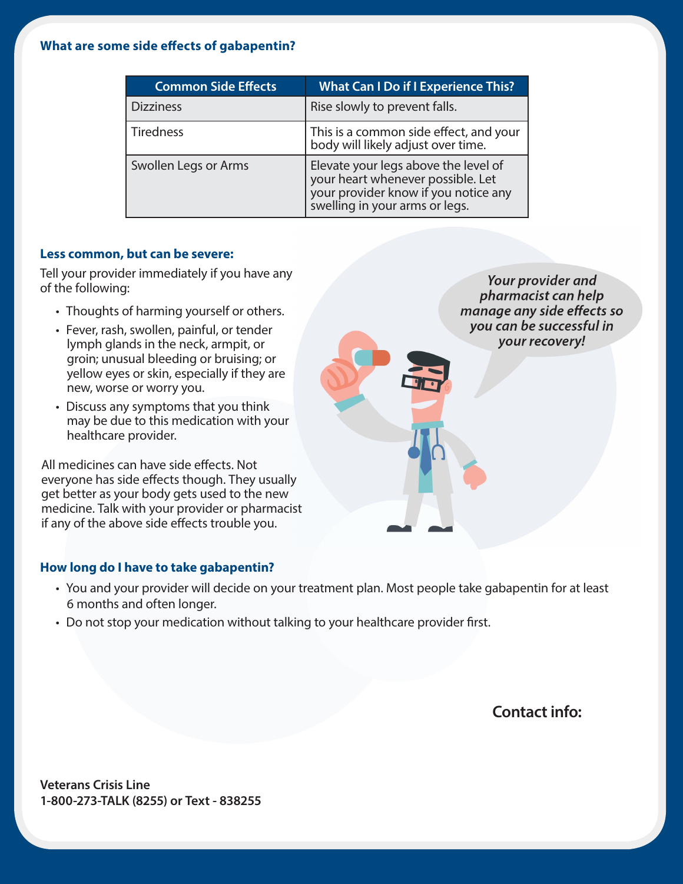### What are some side effects of gabapentin?

| Common Side Effects | What Can I Do if I Experience This? |
|---|---|
| Dizziness | Rise slowly to prevent falls. |
| Tiredness | This is a common side effect, and your body will likely adjust over time. |
| Swollen Legs or Arms | Elevate your legs above the level of your heart whenever possible. Let your provider know if you notice any swelling in your arms or legs. |

### Less common, but can be severe:

Tell your provider immediately if you have any of the following:

- Thoughts of harming yourself or others.
- Fever, rash, swollen, painful, or tender lymph glands in the neck, armpit, or groin; unusual bleeding or bruising; or yellow eyes or skin, especially if they are new, worse or worry you.
- Discuss any symptoms that you think may be due to this medication with your healthcare provider.

All medicines can have side effects. Not everyone has side effects though. They usually get better as your body gets used to the new medicine. Talk with your provider or pharmacist if any of the above side effects trouble you.

***Your provider and pharmacist can help manage any side effects so you can be successful in your recovery!***

### How long do I have to take gabapentin?

- You and your provider will decide on your treatment plan. Most people take gabapentin for at least 6 months and often longer.
- Do not stop your medication without talking to your healthcare provider first.

**Contact info:**

**Veterans Crisis Line**
**1-800-273-TALK (8255) or Text - 838255**